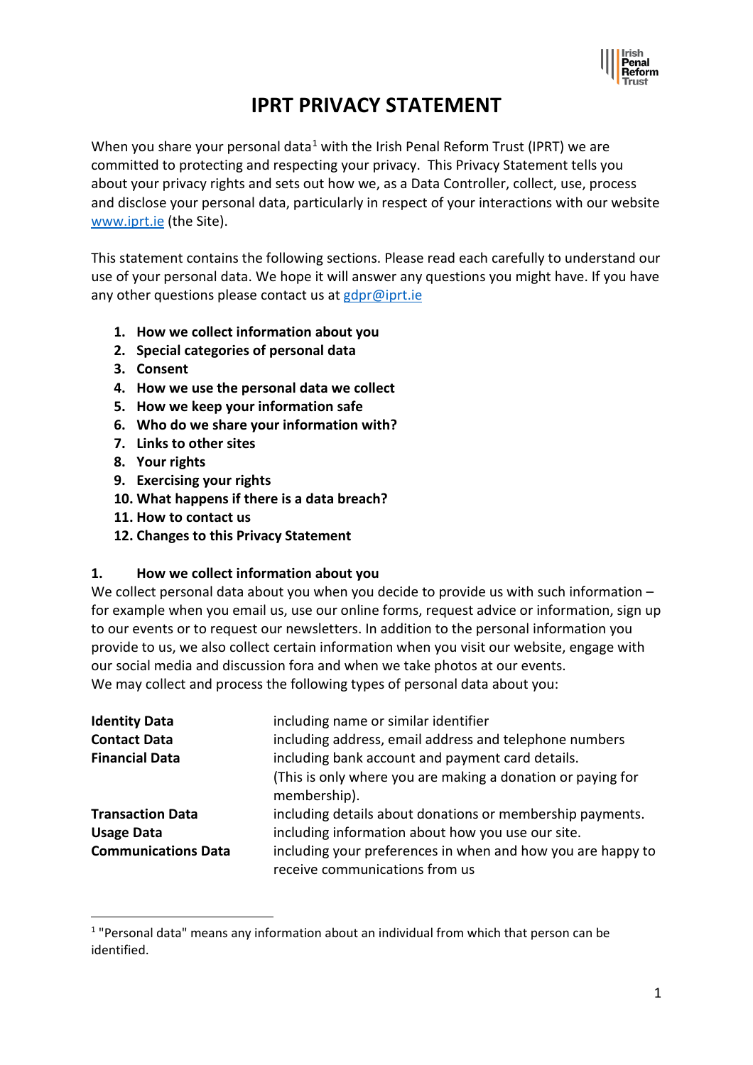# IPRT PRIVACY STATEMENT

When you share your personal data[1] with the Irish Penal Reform Trust (IPRT) we are committed to protecting and respecting your privacy. This Privacy Statement tells you about your privacy rights and sets out how we, as a Data Controller, collect, use, process and disclose your personal data, particularly in respect of your interactions with our website www.iprt.ie (the Site).

This statement contains the following sections. Please read each carefully to understand our use of your personal data. We hope it will answer any questions you might have. If you have any other questions please contact us at gdpr@iprt.ie

1. **How we collect information about you**
2. **Special categories of personal data**
3. **Consent**
4. **How we use the personal data we collect**
5. **How we keep your information safe**
6. **Who do we share your information with?**
7. **Links to other sites**
8. **Your rights**
9. **Exercising your rights**
10. **What happens if there is a data breach?**
11. **How to contact us**
12. **Changes to this Privacy Statement**

## 1. How we collect information about you

We collect personal data about you when you decide to provide us with such information – for example when you email us, use our online forms, request advice or information, sign up to our events or to request our newsletters. In addition to the personal information you provide to us, we also collect certain information when you visit our website, engage with our social media and discussion fora and when we take photos at our events.
We may collect and process the following types of personal data about you:

| | |
|---|---|
| **Identity Data** | including name or similar identifier |
| **Contact Data** | including address, email address and telephone numbers |
| **Financial Data** | including bank account and payment card details. (This is only where you are making a donation or paying for membership). |
| **Transaction Data** | including details about donations or membership payments. |
| **Usage Data** | including information about how you use our site. |
| **Communications Data** | including your preferences in when and how you are happy to receive communications from us |

[1] "Personal data" means any information about an individual from which that person can be identified.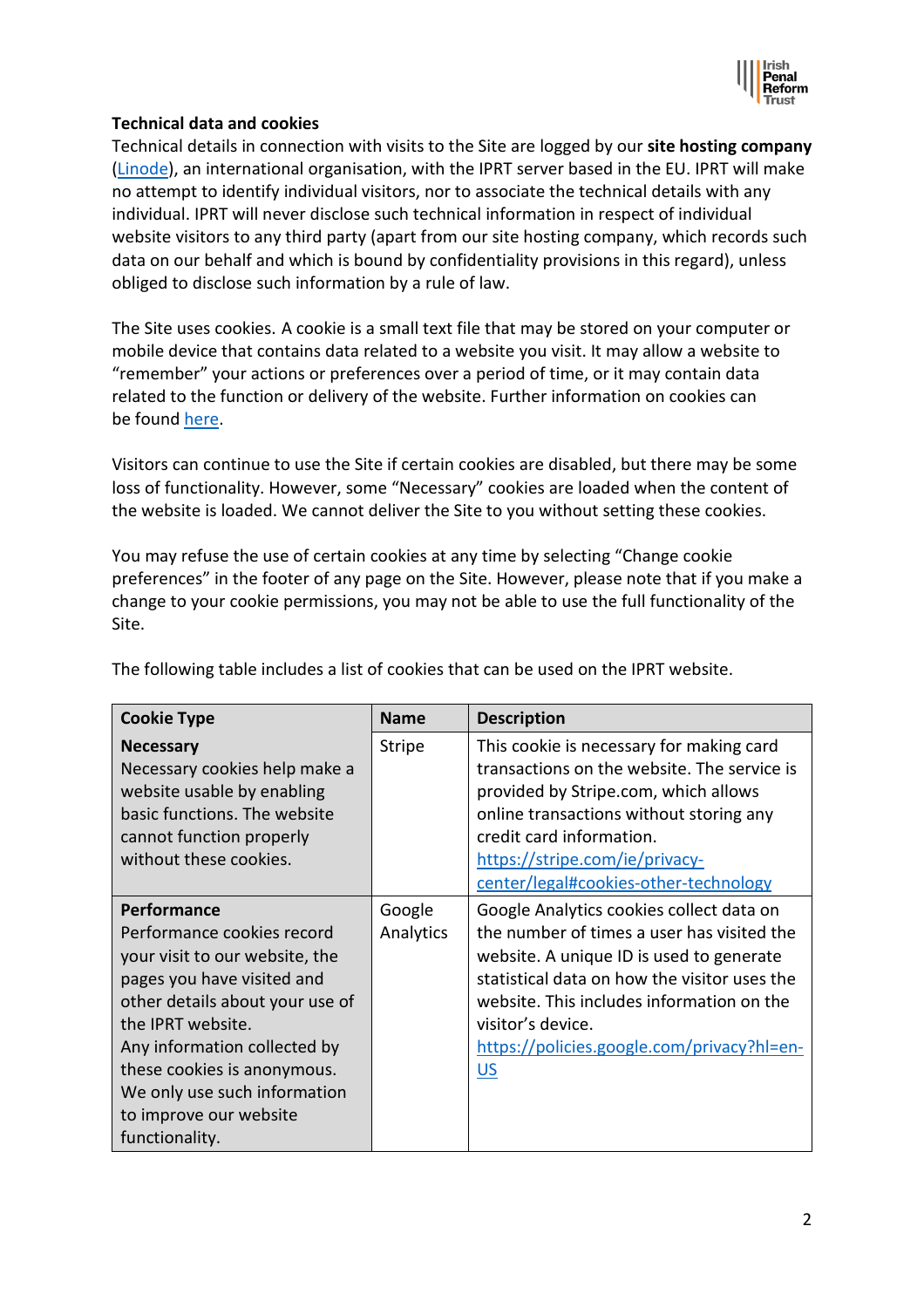**Technical data and cookies**

Technical details in connection with visits to the Site are logged by our **site hosting company** ([Linode](Linode)), an international organisation, with the IPRT server based in the EU. IPRT will make no attempt to identify individual visitors, nor to associate the technical details with any individual. IPRT will never disclose such technical information in respect of individual website visitors to any third party (apart from our site hosting company, which records such data on our behalf and which is bound by confidentiality provisions in this regard), unless obliged to disclose such information by a rule of law.

The Site uses cookies. A cookie is a small text file that may be stored on your computer or mobile device that contains data related to a website you visit. It may allow a website to "remember" your actions or preferences over a period of time, or it may contain data related to the function or delivery of the website. Further information on cookies can be found here.

Visitors can continue to use the Site if certain cookies are disabled, but there may be some loss of functionality. However, some "Necessary" cookies are loaded when the content of the website is loaded. We cannot deliver the Site to you without setting these cookies.

You may refuse the use of certain cookies at any time by selecting "Change cookie preferences" in the footer of any page on the Site. However, please note that if you make a change to your cookie permissions, you may not be able to use the full functionality of the Site.

The following table includes a list of cookies that can be used on the IPRT website.

| Cookie Type | Name | Description |
|---|---|---|
| **Necessary**<br>Necessary cookies help make a website usable by enabling basic functions. The website cannot function properly without these cookies. | Stripe | This cookie is necessary for making card transactions on the website. The service is provided by Stripe.com, which allows online transactions without storing any credit card information.<br>https://stripe.com/ie/privacy-center/legal#cookies-other-technology |
| **Performance**<br>Performance cookies record your visit to our website, the pages you have visited and other details about your use of the IPRT website.<br>Any information collected by these cookies is anonymous. We only use such information to improve our website functionality. | Google Analytics | Google Analytics cookies collect data on the number of times a user has visited the website. A unique ID is used to generate statistical data on how the visitor uses the website. This includes information on the visitor's device.<br>https://policies.google.com/privacy?hl=en-US |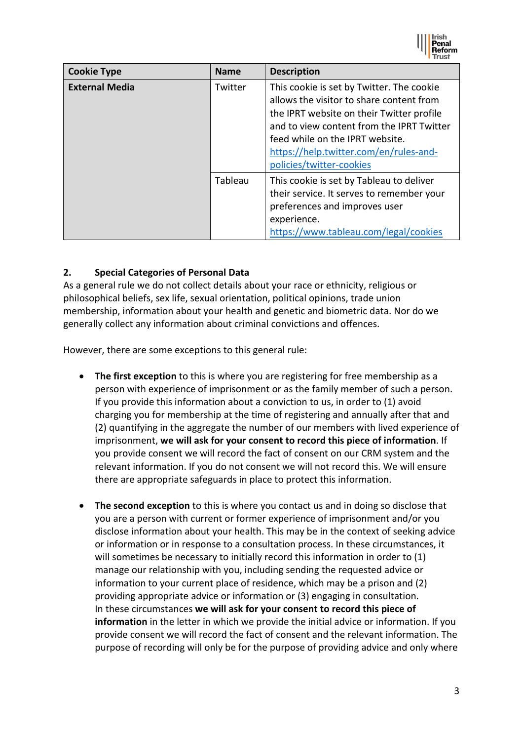| Cookie Type | Name | Description |
|---|---|---|
| **External Media** | Twitter | This cookie is set by Twitter. The cookie allows the visitor to share content from the IPRT website on their Twitter profile and to view content from the IPRT Twitter feed while on the IPRT website. https://help.twitter.com/en/rules-and-policies/twitter-cookies |
| | Tableau | This cookie is set by Tableau to deliver their service. It serves to remember your preferences and improves user experience. https://www.tableau.com/legal/cookies |

## 2. Special Categories of Personal Data

As a general rule we do not collect details about your race or ethnicity, religious or philosophical beliefs, sex life, sexual orientation, political opinions, trade union membership, information about your health and genetic and biometric data. Nor do we generally collect any information about criminal convictions and offences.

However, there are some exceptions to this general rule:

- **The first exception** to this is where you are registering for free membership as a person with experience of imprisonment or as the family member of such a person. If you provide this information about a conviction to us, in order to (1) avoid charging you for membership at the time of registering and annually after that and (2) quantifying in the aggregate the number of our members with lived experience of imprisonment, **we will ask for your consent to record this piece of information**. If you provide consent we will record the fact of consent on our CRM system and the relevant information. If you do not consent we will not record this. We will ensure there are appropriate safeguards in place to protect this information.

- **The second exception** to this is where you contact us and in doing so disclose that you are a person with current or former experience of imprisonment and/or you disclose information about your health. This may be in the context of seeking advice or information or in response to a consultation process. In these circumstances, it will sometimes be necessary to initially record this information in order to (1) manage our relationship with you, including sending the requested advice or information to your current place of residence, which may be a prison and (2) providing appropriate advice or information or (3) engaging in consultation. In these circumstances **we will ask for your consent to record this piece of information** in the letter in which we provide the initial advice or information. If you provide consent we will record the fact of consent and the relevant information. The purpose of recording will only be for the purpose of providing advice and only where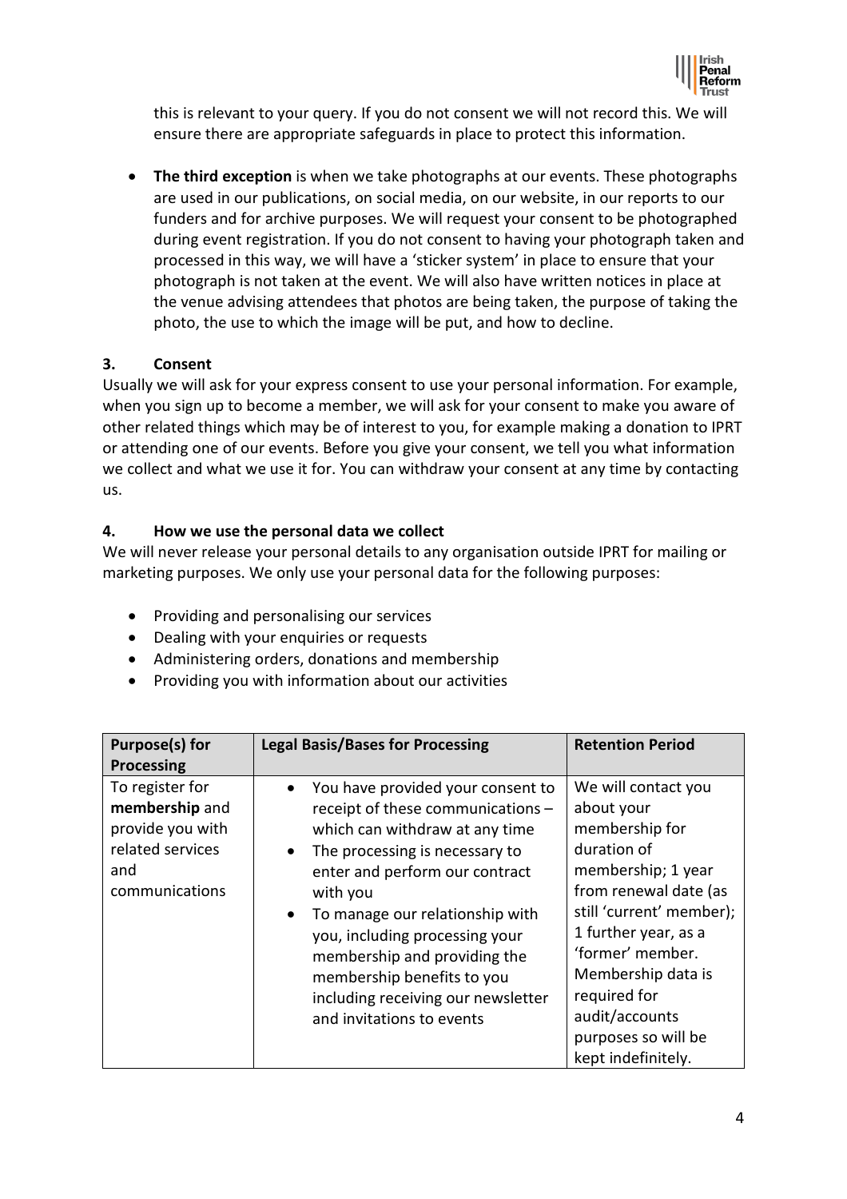this is relevant to your query. If you do not consent we will not record this. We will ensure there are appropriate safeguards in place to protect this information.

- **The third exception** is when we take photographs at our events. These photographs are used in our publications, on social media, on our website, in our reports to our funders and for archive purposes. We will request your consent to be photographed during event registration. If you do not consent to having your photograph taken and processed in this way, we will have a 'sticker system' in place to ensure that your photograph is not taken at the event. We will also have written notices in place at the venue advising attendees that photos are being taken, the purpose of taking the photo, the use to which the image will be put, and how to decline.

### 3. Consent

Usually we will ask for your express consent to use your personal information. For example, when you sign up to become a member, we will ask for your consent to make you aware of other related things which may be of interest to you, for example making a donation to IPRT or attending one of our events. Before you give your consent, we tell you what information we collect and what we use it for. You can withdraw your consent at any time by contacting us.

### 4. How we use the personal data we collect

We will never release your personal details to any organisation outside IPRT for mailing or marketing purposes. We only use your personal data for the following purposes:

- Providing and personalising our services
- Dealing with your enquiries or requests
- Administering orders, donations and membership
- Providing you with information about our activities

| Purpose(s) for Processing | Legal Basis/Bases for Processing | Retention Period |
|---|---|---|
| To register for **membership** and provide you with related services and communications | • You have provided your consent to receipt of these communications – which can withdraw at any time<br>• The processing is necessary to enter and perform our contract with you<br>• To manage our relationship with you, including processing your membership and providing the membership benefits to you including receiving our newsletter and invitations to events | We will contact you about your membership for duration of membership; 1 year from renewal date (as still 'current' member); 1 further year, as a 'former' member. Membership data is required for audit/accounts purposes so will be kept indefinitely. |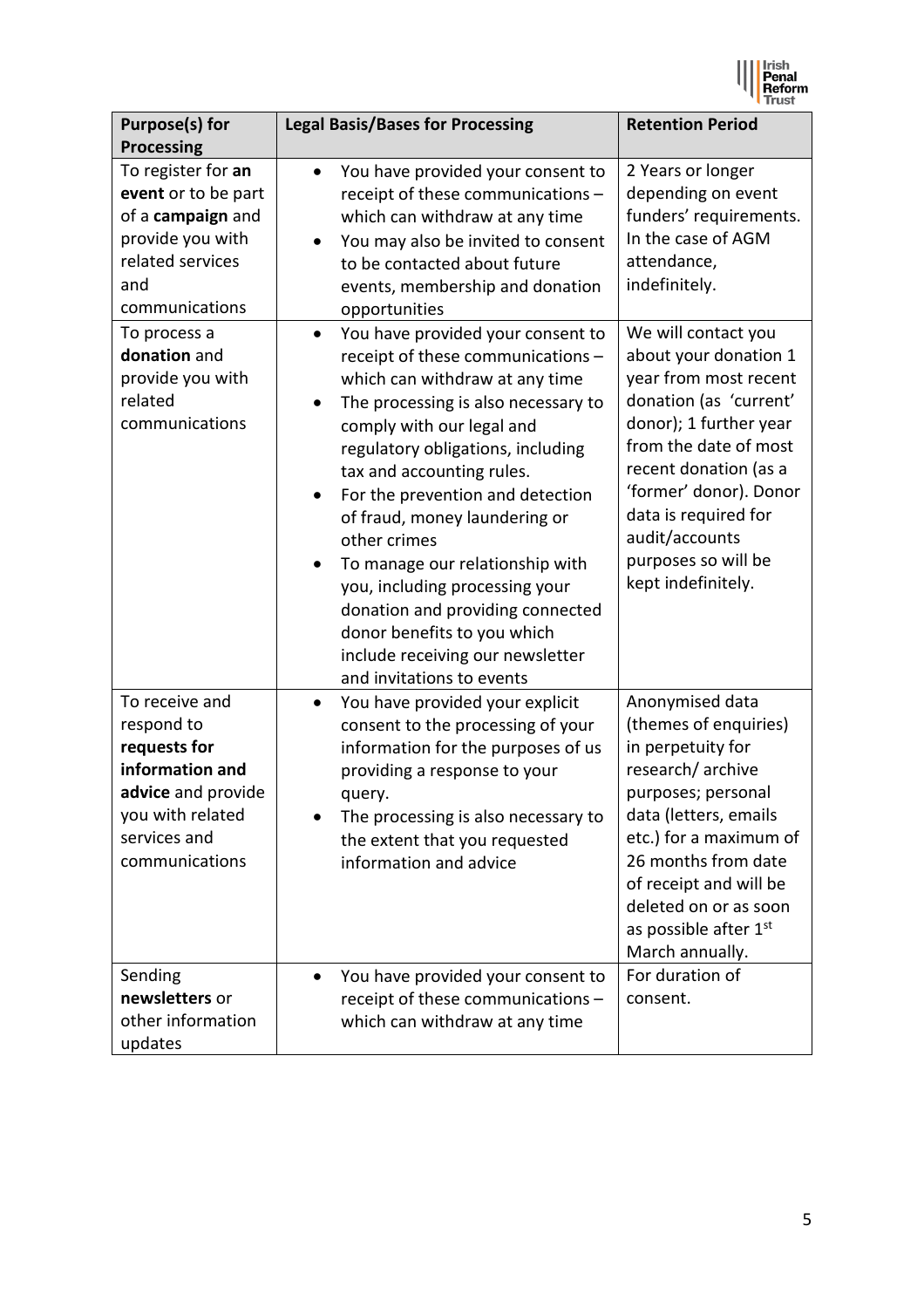| Purpose(s) for Processing | Legal Basis/Bases for Processing | Retention Period |
|---|---|---|
| To register for **an event** or to be part of a **campaign** and provide you with related services and communications | • You have provided your consent to receipt of these communications – which can withdraw at any time<br>• You may also be invited to consent to be contacted about future events, membership and donation opportunities | 2 Years or longer depending on event funders' requirements. In the case of AGM attendance, indefinitely. |
| To process a **donation** and provide you with related communications | • You have provided your consent to receipt of these communications – which can withdraw at any time<br>• The processing is also necessary to comply with our legal and regulatory obligations, including tax and accounting rules.<br>• For the prevention and detection of fraud, money laundering or other crimes<br>• To manage our relationship with you, including processing your donation and providing connected donor benefits to you which include receiving our newsletter and invitations to events | We will contact you about your donation 1 year from most recent donation (as 'current' donor); 1 further year from the date of most recent donation (as a 'former' donor). Donor data is required for audit/accounts purposes so will be kept indefinitely. |
| To receive and respond to **requests for information and advice** and provide you with related services and communications | • You have provided your explicit consent to the processing of your information for the purposes of us providing a response to your query.<br>• The processing is also necessary to the extent that you requested information and advice | Anonymised data (themes of enquiries) in perpetuity for research/ archive purposes; personal data (letters, emails etc.) for a maximum of 26 months from date of receipt and will be deleted on or as soon as possible after 1st March annually. |
| Sending **newsletters** or other information updates | • You have provided your consent to receipt of these communications – which can withdraw at any time | For duration of consent. |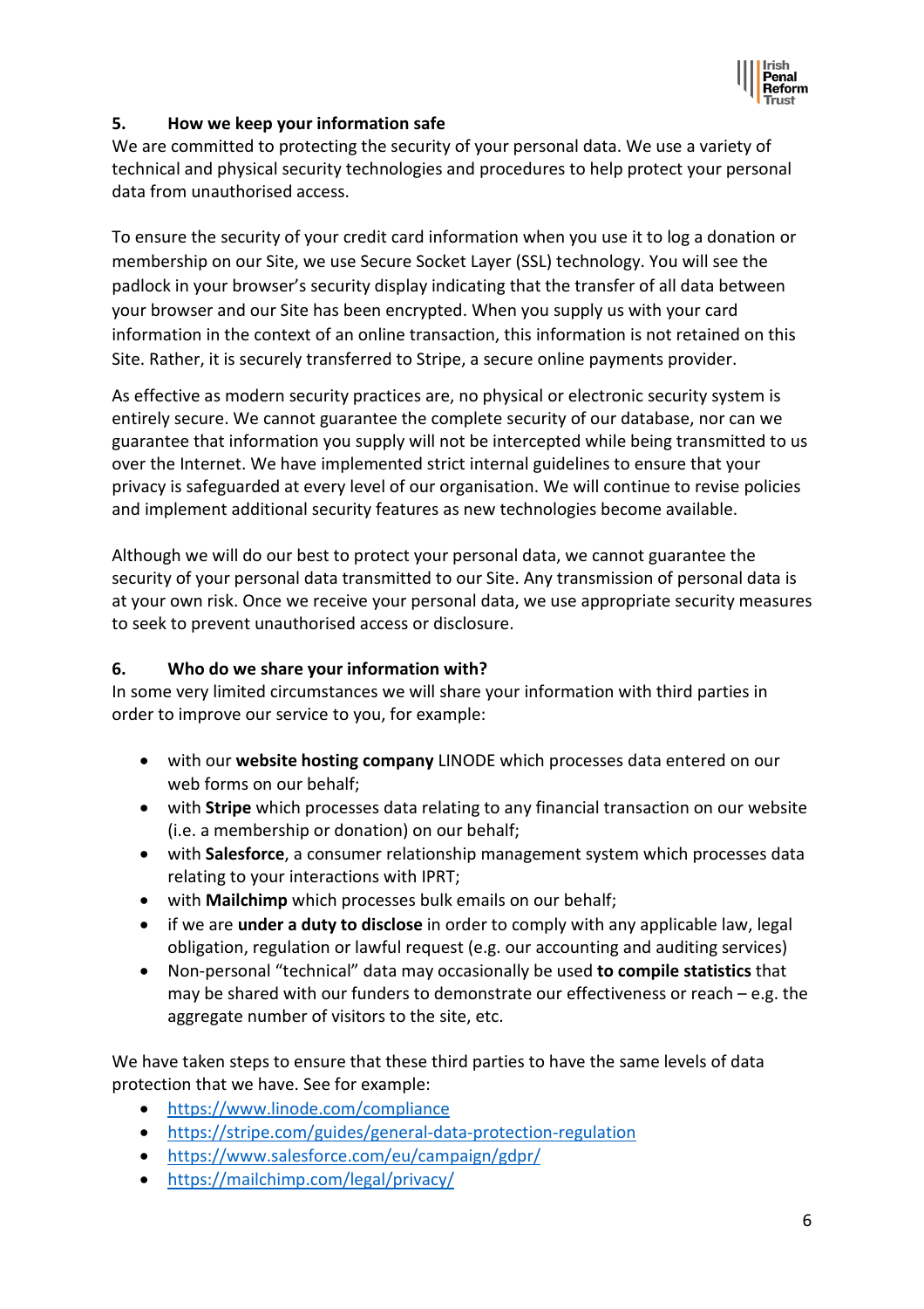## 5. How we keep your information safe

We are committed to protecting the security of your personal data. We use a variety of technical and physical security technologies and procedures to help protect your personal data from unauthorised access.

To ensure the security of your credit card information when you use it to log a donation or membership on our Site, we use Secure Socket Layer (SSL) technology. You will see the padlock in your browser's security display indicating that the transfer of all data between your browser and our Site has been encrypted. When you supply us with your card information in the context of an online transaction, this information is not retained on this Site. Rather, it is securely transferred to Stripe, a secure online payments provider.

As effective as modern security practices are, no physical or electronic security system is entirely secure. We cannot guarantee the complete security of our database, nor can we guarantee that information you supply will not be intercepted while being transmitted to us over the Internet. We have implemented strict internal guidelines to ensure that your privacy is safeguarded at every level of our organisation. We will continue to revise policies and implement additional security features as new technologies become available.

Although we will do our best to protect your personal data, we cannot guarantee the security of your personal data transmitted to our Site. Any transmission of personal data is at your own risk. Once we receive your personal data, we use appropriate security measures to seek to prevent unauthorised access or disclosure.

## 6. Who do we share your information with?

In some very limited circumstances we will share your information with third parties in order to improve our service to you, for example:

- with our **website hosting company** LINODE which processes data entered on our web forms on our behalf;
- with **Stripe** which processes data relating to any financial transaction on our website (i.e. a membership or donation) on our behalf;
- with **Salesforce**, a consumer relationship management system which processes data relating to your interactions with IPRT;
- with **Mailchimp** which processes bulk emails on our behalf;
- if we are **under a duty to disclose** in order to comply with any applicable law, legal obligation, regulation or lawful request (e.g. our accounting and auditing services)
- Non-personal "technical" data may occasionally be used **to compile statistics** that may be shared with our funders to demonstrate our effectiveness or reach – e.g. the aggregate number of visitors to the site, etc.

We have taken steps to ensure that these third parties to have the same levels of data protection that we have. See for example:

- https://www.linode.com/compliance
- https://stripe.com/guides/general-data-protection-regulation
- https://www.salesforce.com/eu/campaign/gdpr/
- https://mailchimp.com/legal/privacy/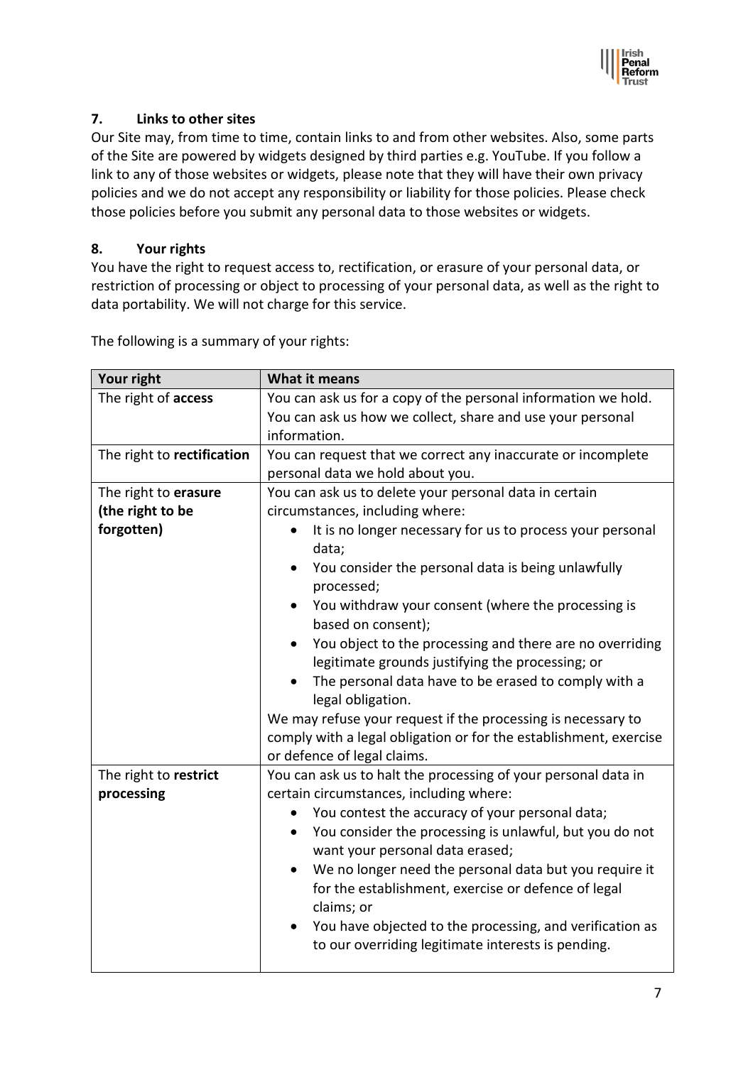## 7. Links to other sites

Our Site may, from time to time, contain links to and from other websites. Also, some parts of the Site are powered by widgets designed by third parties e.g. YouTube. If you follow a link to any of those websites or widgets, please note that they will have their own privacy policies and we do not accept any responsibility or liability for those policies. Please check those policies before you submit any personal data to those websites or widgets.

## 8. Your rights

You have the right to request access to, rectification, or erasure of your personal data, or restriction of processing or object to processing of your personal data, as well as the right to data portability. We will not charge for this service.

The following is a summary of your rights:

| Your right | What it means |
|---|---|
| The right of **access** | You can ask us for a copy of the personal information we hold. You can ask us how we collect, share and use your personal information. |
| The right to **rectification** | You can request that we correct any inaccurate or incomplete personal data we hold about you. |
| The right to **erasure (the right to be forgotten)** | You can ask us to delete your personal data in certain circumstances, including where:<br>• It is no longer necessary for us to process your personal data;<br>• You consider the personal data is being unlawfully processed;<br>• You withdraw your consent (where the processing is based on consent);<br>• You object to the processing and there are no overriding legitimate grounds justifying the processing; or<br>• The personal data have to be erased to comply with a legal obligation.<br>We may refuse your request if the processing is necessary to comply with a legal obligation or for the establishment, exercise or defence of legal claims. |
| The right to **restrict processing** | You can ask us to halt the processing of your personal data in certain circumstances, including where:<br>• You contest the accuracy of your personal data;<br>• You consider the processing is unlawful, but you do not want your personal data erased;<br>• We no longer need the personal data but you require it for the establishment, exercise or defence of legal claims; or<br>• You have objected to the processing, and verification as to our overriding legitimate interests is pending. |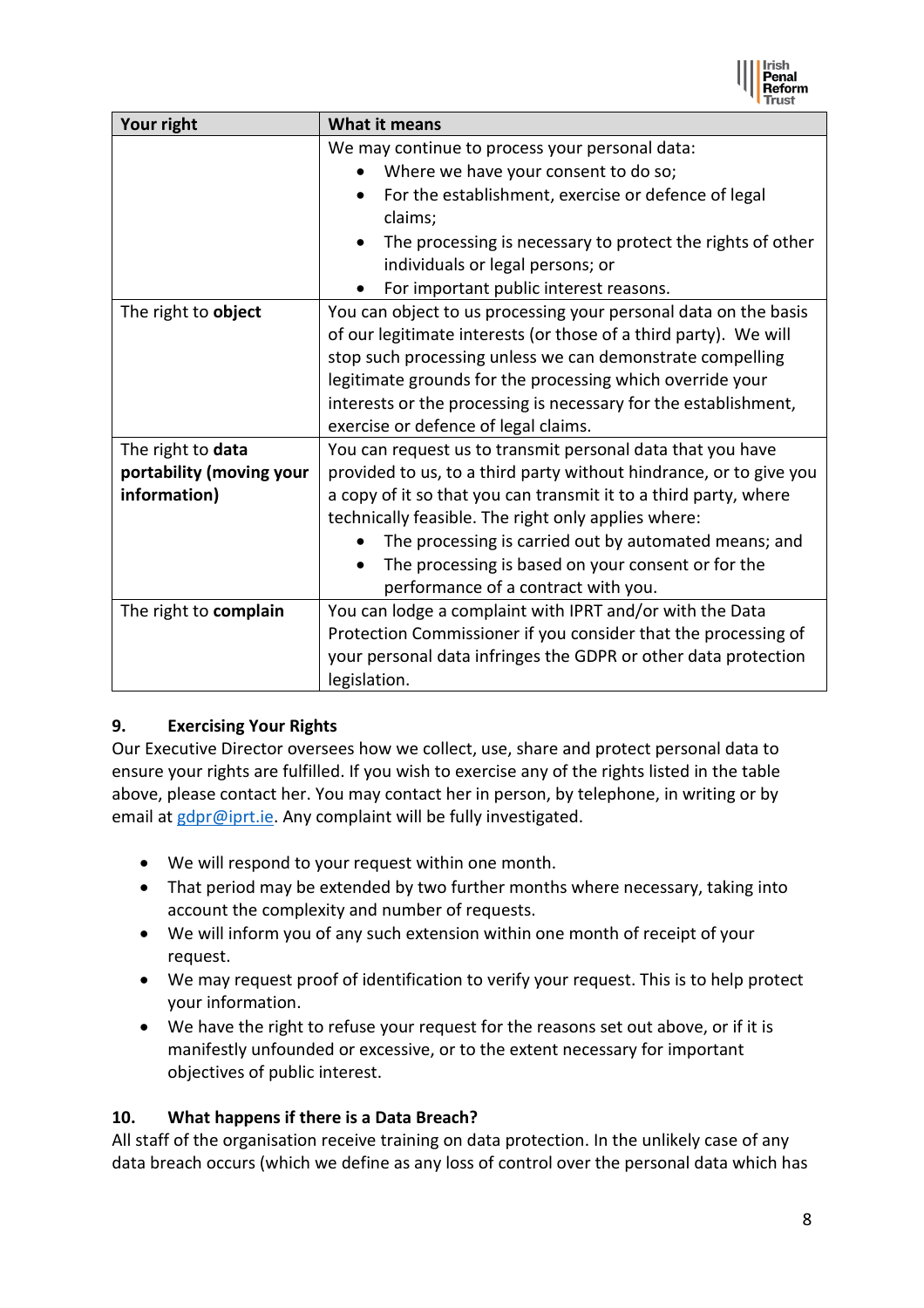| Your right | What it means |
| --- | --- |
| | We may continue to process your personal data:<br>• Where we have your consent to do so;<br>• For the establishment, exercise or defence of legal claims;<br>• The processing is necessary to protect the rights of other individuals or legal persons; or<br>• For important public interest reasons. |
| The right to **object** | You can object to us processing your personal data on the basis of our legitimate interests (or those of a third party). We will stop such processing unless we can demonstrate compelling legitimate grounds for the processing which override your interests or the processing is necessary for the establishment, exercise or defence of legal claims. |
| The right to **data portability (moving your information)** | You can request us to transmit personal data that you have provided to us, to a third party without hindrance, or to give you a copy of it so that you can transmit it to a third party, where technically feasible. The right only applies where:<br>• The processing is carried out by automated means; and<br>• The processing is based on your consent or for the performance of a contract with you. |
| The right to **complain** | You can lodge a complaint with IPRT and/or with the Data Protection Commissioner if you consider that the processing of your personal data infringes the GDPR or other data protection legislation. |

### 9. Exercising Your Rights

Our Executive Director oversees how we collect, use, share and protect personal data to ensure your rights are fulfilled. If you wish to exercise any of the rights listed in the table above, please contact her. You may contact her in person, by telephone, in writing or by email at gdpr@iprt.ie. Any complaint will be fully investigated.

- We will respond to your request within one month.
- That period may be extended by two further months where necessary, taking into account the complexity and number of requests.
- We will inform you of any such extension within one month of receipt of your request.
- We may request proof of identification to verify your request. This is to help protect your information.
- We have the right to refuse your request for the reasons set out above, or if it is manifestly unfounded or excessive, or to the extent necessary for important objectives of public interest.

### 10. What happens if there is a Data Breach?

All staff of the organisation receive training on data protection. In the unlikely case of any data breach occurs (which we define as any loss of control over the personal data which has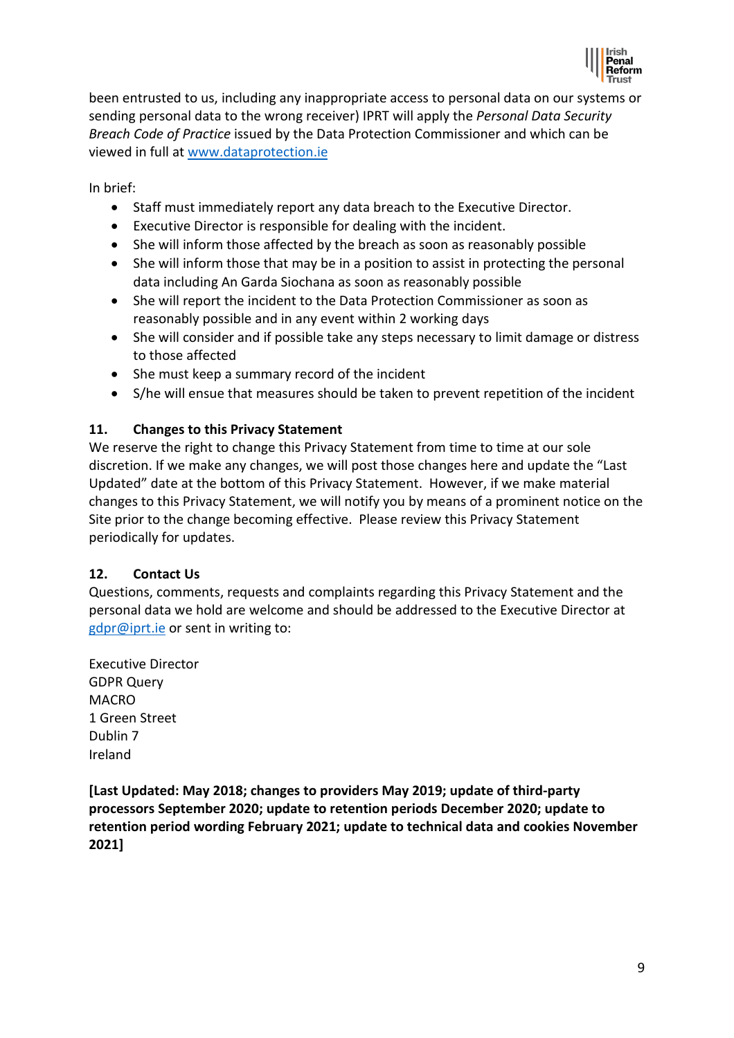been entrusted to us, including any inappropriate access to personal data on our systems or sending personal data to the wrong receiver) IPRT will apply the *Personal Data Security Breach Code of Practice* issued by the Data Protection Commissioner and which can be viewed in full at [www.dataprotection.ie](http://www.dataprotection.ie)

In brief:

- Staff must immediately report any data breach to the Executive Director.
- Executive Director is responsible for dealing with the incident.
- She will inform those affected by the breach as soon as reasonably possible
- She will inform those that may be in a position to assist in protecting the personal data including An Garda Siochana as soon as reasonably possible
- She will report the incident to the Data Protection Commissioner as soon as reasonably possible and in any event within 2 working days
- She will consider and if possible take any steps necessary to limit damage or distress to those affected
- She must keep a summary record of the incident
- S/he will ensue that measures should be taken to prevent repetition of the incident

## 11. Changes to this Privacy Statement

We reserve the right to change this Privacy Statement from time to time at our sole discretion. If we make any changes, we will post those changes here and update the "Last Updated" date at the bottom of this Privacy Statement. However, if we make material changes to this Privacy Statement, we will notify you by means of a prominent notice on the Site prior to the change becoming effective. Please review this Privacy Statement periodically for updates.

## 12. Contact Us

Questions, comments, requests and complaints regarding this Privacy Statement and the personal data we hold are welcome and should be addressed to the Executive Director at [gdpr@iprt.ie](mailto:gdpr@iprt.ie) or sent in writing to:

Executive Director
GDPR Query
MACRO
1 Green Street
Dublin 7
Ireland

**[Last Updated: May 2018; changes to providers May 2019; update of third-party processors September 2020; update to retention periods December 2020; update to retention period wording February 2021; update to technical data and cookies November 2021]**